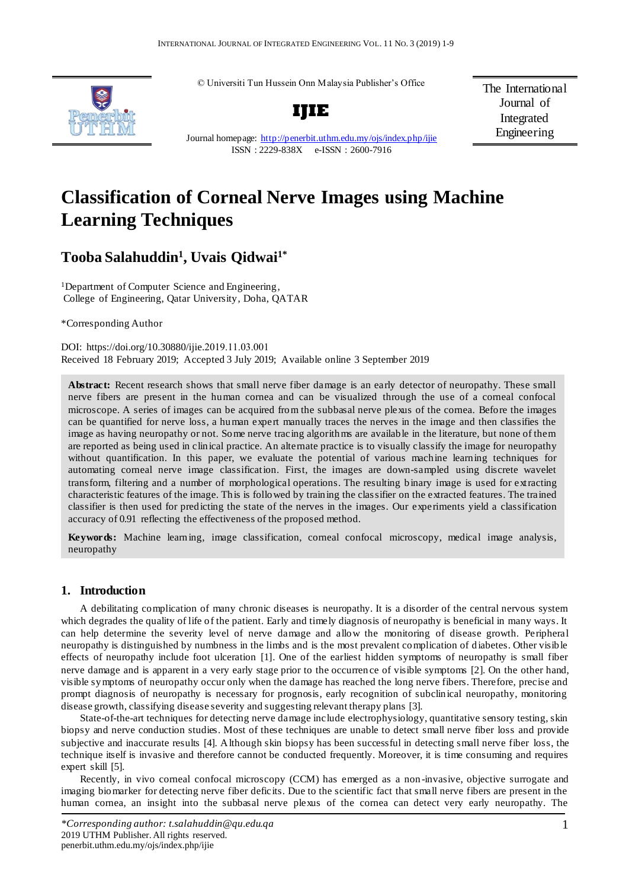© Universiti Tun Hussein Onn Malaysia Publisher's Office

**IJIE**

Journal homepage: http://penerbit.uthm.edu.my/ojs/index.php/ijie

ISSN : 2229-838X e-ISSN : 2600-7916

The International Journal of Integrated Engineering

# Classification of Corneal Nerve Images using Machine Learning Techniques

## Tooba Salahuddin[1], Uvais Qidwai[1*]

[1]Department of Computer Science and Engineering, College of Engineering, Qatar University, Doha, QATAR

*Corresponding Author

DOI: https://doi.org/10.30880/ijie.2019.11.03.001

Received 18 February 2019; Accepted 3 July 2019; Available online 3 September 2019

**Abstract:** Recent research shows that small nerve fiber damage is an early detector of neuropathy. These small nerve fibers are present in the human cornea and can be visualized through the use of a corneal confocal microscope. A series of images can be acquired from the subbasal nerve plexus of the cornea. Before the images can be quantified for nerve loss, a human expert manually traces the nerves in the image and then classifies the image as having neuropathy or not. Some nerve tracing algorithms are available in the literature, but none of them are reported as being used in clinical practice. An alternate practice is to visually classify the image for neuropathy without quantification. In this paper, we evaluate the potential of various machine learning techniques for automating corneal nerve image classification. First, the images are down-sampled using discrete wavelet transform, filtering and a number of morphological operations. The resulting binary image is used for extracting characteristic features of the image. This is followed by training the classifier on the extracted features. The trained classifier is then used for predicting the state of the nerves in the images. Our experiments yield a classification accuracy of 0.91 reflecting the effectiveness of the proposed method.

**Keywords:** Machine learning, image classification, corneal confocal microscopy, medical image analysis, neuropathy

## 1. Introduction

A debilitating complication of many chronic diseases is neuropathy. It is a disorder of the central nervous system which degrades the quality of life of the patient. Early and timely diagnosis of neuropathy is beneficial in many ways. It can help determine the severity level of nerve damage and allow the monitoring of disease growth. Peripheral neuropathy is distinguished by numbness in the limbs and is the most prevalent complication of diabetes. Other visible effects of neuropathy include foot ulceration [1]. One of the earliest hidden symptoms of neuropathy is small fiber nerve damage and is apparent in a very early stage prior to the occurrence of visible symptoms [2]. On the other hand, visible symptoms of neuropathy occur only when the damage has reached the long nerve fibers. Therefore, precise and prompt diagnosis of neuropathy is necessary for prognosis, early recognition of subclinical neuropathy, monitoring disease growth, classifying disease severity and suggesting relevant therapy plans [3].

State-of-the-art techniques for detecting nerve damage include electrophysiology, quantitative sensory testing, skin biopsy and nerve conduction studies. Most of these techniques are unable to detect small nerve fiber loss and provide subjective and inaccurate results [4]. Although skin biopsy has been successful in detecting small nerve fiber loss, the technique itself is invasive and therefore cannot be conducted frequently. Moreover, it is time consuming and requires expert skill [5].

Recently, in vivo corneal confocal microscopy (CCM) has emerged as a non-invasive, objective surrogate and imaging biomarker for detecting nerve fiber deficits. Due to the scientific fact that small nerve fibers are present in the human cornea, an insight into the subbasal nerve plexus of the cornea can detect very early neuropathy. The

*\*Corresponding author: t.salahuddin@qu.edu.qa*
2019 UTHM Publisher. All rights reserved.
penerbit.uthm.edu.my/ojs/index.php/ijie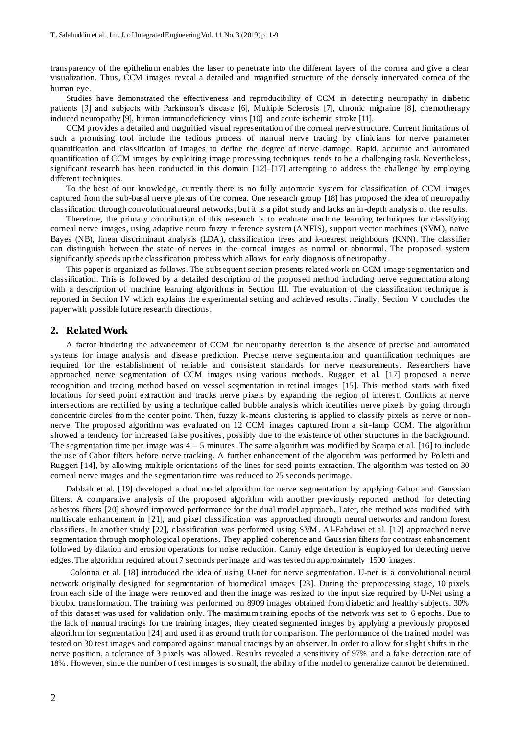transparency of the epithelium enables the laser to penetrate into the different layers of the cornea and give a clear visualization. Thus, CCM images reveal a detailed and magnified structure of the densely innervated cornea of the human eye.

Studies have demonstrated the effectiveness and reproducibility of CCM in detecting neuropathy in diabetic patients [3] and subjects with Parkinson's disease [6], Multiple Sclerosis [7], chronic migraine [8], chemotherapy induced neuropathy [9], human immunodeficiency virus [10] and acute ischemic stroke [11].

CCM provides a detailed and magnified visual representation of the corneal nerve structure. Current limitations of such a promising tool include the tedious process of manual nerve tracing by clinicians for nerve parameter quantification and classification of images to define the degree of nerve damage. Rapid, accurate and automated quantification of CCM images by exploiting image processing techniques tends to be a challenging task. Nevertheless, significant research has been conducted in this domain [12]–[17] attempting to address the challenge by employing different techniques.

To the best of our knowledge, currently there is no fully automatic system for classification of CCM images captured from the sub-basal nerve plexus of the cornea. One research group [18] has proposed the idea of neuropathy classification through convolutional neural networks, but it is a pilot study and lacks an in-depth analysis of the results.

Therefore, the primary contribution of this research is to evaluate machine learning techniques for classifying corneal nerve images, using adaptive neuro fuzzy inference system (ANFIS), support vector machines (SVM), naïve Bayes (NB), linear discriminant analysis (LDA), classification trees and k-nearest neighbours (KNN). The classifier can distinguish between the state of nerves in the corneal images as normal or abnormal. The proposed system significantly speeds up the classification process which allows for early diagnosis of neuropathy.

This paper is organized as follows. The subsequent section presents related work on CCM image segmentation and classification. This is followed by a detailed description of the proposed method including nerve segmentation along with a description of machine learning algorithms in Section III. The evaluation of the classification technique is reported in Section IV which explains the experimental setting and achieved results. Finally, Section V concludes the paper with possible future research directions.

## 2. Related Work

A factor hindering the advancement of CCM for neuropathy detection is the absence of precise and automated systems for image analysis and disease prediction. Precise nerve segmentation and quantification techniques are required for the establishment of reliable and consistent standards for nerve measurements. Researchers have approached nerve segmentation of CCM images using various methods. Ruggeri et al. [17] proposed a nerve recognition and tracing method based on vessel segmentation in retinal images [15]. This method starts with fixed locations for seed point extraction and tracks nerve pixels by expanding the region of interest. Conflicts at nerve intersections are rectified by using a technique called bubble analysis which identifies nerve pixels by going through concentric circles from the center point. Then, fuzzy k-means clustering is applied to classify pixels as nerve or non-nerve. The proposed algorithm was evaluated on 12 CCM images captured from a sit-lamp CCM. The algorithm showed a tendency for increased false positives, possibly due to the existence of other structures in the background. The segmentation time per image was 4 – 5 minutes. The same algorithm was modified by Scarpa et al. [16] to include the use of Gabor filters before nerve tracking. A further enhancement of the algorithm was performed by Poletti and Ruggeri [14], by allowing multiple orientations of the lines for seed points extraction. The algorithm was tested on 30 corneal nerve images and the segmentation time was reduced to 25 seconds per image.

Dabbah et al. [19] developed a dual model algorithm for nerve segmentation by applying Gabor and Gaussian filters. A comparative analysis of the proposed algorithm with another previously reported method for detecting asbestos fibers [20] showed improved performance for the dual model approach. Later, the method was modified with multiscale enhancement in [21], and pixel classification was approached through neural networks and random forest classifiers. In another study [22], classification was performed using SVM. Al-Fahdawi et al. [12] approached nerve segmentation through morphological operations. They applied coherence and Gaussian filters for contrast enhancement followed by dilation and erosion operations for noise reduction. Canny edge detection is employed for detecting nerve edges. The algorithm required about 7 seconds per image and was tested on approximately 1500 images.

Colonna et al. [18] introduced the idea of using U-net for nerve segmentation. U-net is a convolutional neural network originally designed for segmentation of biomedical images [23]. During the preprocessing stage, 10 pixels from each side of the image were removed and then the image was resized to the input size required by U-Net using a bicubic transformation. The training was performed on 8909 images obtained from diabetic and healthy subjects. 30% of this dataset was used for validation only. The maximum training epochs of the network was set to 6 epochs. Due to the lack of manual tracings for the training images, they created segmented images by applying a previously proposed algorithm for segmentation [24] and used it as ground truth for comparison. The performance of the trained model was tested on 30 test images and compared against manual tracings by an observer. In order to allow for slight shifts in the nerve position, a tolerance of 3 pixels was allowed. Results revealed a sensitivity of 97% and a false detection rate of 18%. However, since the number of test images is so small, the ability of the model to generalize cannot be determined.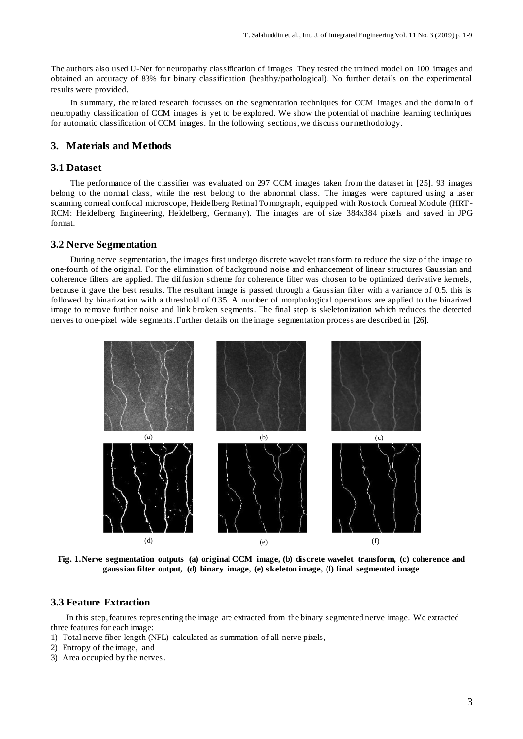The authors also used U-Net for neuropathy classification of images. They tested the trained model on 100 images and obtained an accuracy of 83% for binary classification (healthy/pathological). No further details on the experimental results were provided.

In summary, the related research focusses on the segmentation techniques for CCM images and the domain of neuropathy classification of CCM images is yet to be explored. We show the potential of machine learning techniques for automatic classification of CCM images. In the following sections, we discuss our methodology.

## 3. Materials and Methods

### 3.1 Dataset

The performance of the classifier was evaluated on 297 CCM images taken from the dataset in [25]. 93 images belong to the normal class, while the rest belong to the abnormal class. The images were captured using a laser scanning corneal confocal microscope, Heidelberg Retinal Tomograph, equipped with Rostock Corneal Module (HRT-RCM: Heidelberg Engineering, Heidelberg, Germany). The images are of size 384x384 pixels and saved in JPG format.

### 3.2 Nerve Segmentation

During nerve segmentation, the images first undergo discrete wavelet transform to reduce the size of the image to one-fourth of the original. For the elimination of background noise and enhancement of linear structures Gaussian and coherence filters are applied. The diffusion scheme for coherence filter was chosen to be optimized derivative kernels, because it gave the best results. The resultant image is passed through a Gaussian filter with a variance of 0.5. this is followed by binarization with a threshold of 0.35. A number of morphological operations are applied to the binarized image to remove further noise and link broken segments. The final step is skeletonization which reduces the detected nerves to one-pixel wide segments. Further details on the image segmentation process are described in [26].

(a) (b) (c)

(d) (e) (f)

**Fig. 1. Nerve segmentation outputs (a) original CCM image, (b) discrete wavelet transform, (c) coherence and gaussian filter output, (d) binary image, (e) skeleton image, (f) final segmented image**

### 3.3 Feature Extraction

In this step, features representing the image are extracted from the binary segmented nerve image. We extracted three features for each image:

1) Total nerve fiber length (NFL) calculated as summation of all nerve pixels,
2) Entropy of the image, and
3) Area occupied by the nerves.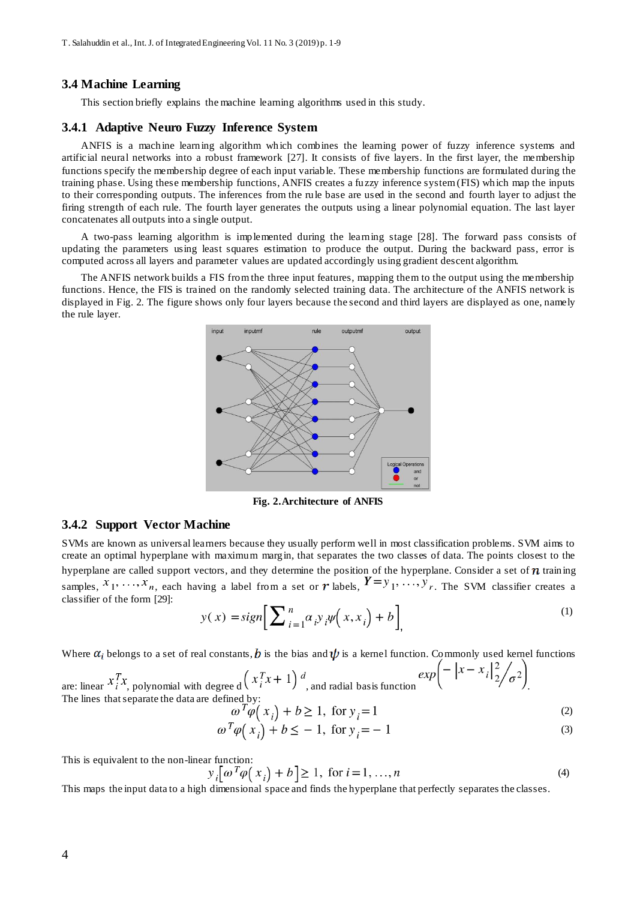### 3.4 Machine Learning

This section briefly explains the machine learning algorithms used in this study.

### 3.4.1 Adaptive Neuro Fuzzy Inference System

ANFIS is a machine learning algorithm which combines the learning power of fuzzy inference systems and artificial neural networks into a robust framework [27]. It consists of five layers. In the first layer, the membership functions specify the membership degree of each input variable. These membership functions are formulated during the training phase. Using these membership functions, ANFIS creates a fuzzy inference system (FIS) which map the inputs to their corresponding outputs. The inferences from the rule base are used in the second and fourth layer to adjust the firing strength of each rule. The fourth layer generates the outputs using a linear polynomial equation. The last layer concatenates all outputs into a single output.

A two-pass learning algorithm is implemented during the learning stage [28]. The forward pass consists of updating the parameters using least squares estimation to produce the output. During the backward pass, error is computed across all layers and parameter values are updated accordingly using gradient descent algorithm.

The ANFIS network builds a FIS from the three input features, mapping them to the output using the membership functions. Hence, the FIS is trained on the randomly selected training data. The architecture of the ANFIS network is displayed in Fig. 2. The figure shows only four layers because the second and third layers are displayed as one, namely the rule layer.

**Fig. 2. Architecture of ANFIS**

### 3.4.2 Support Vector Machine

SVMs are known as universal learners because they usually perform well in most classification problems. SVM aims to create an optimal hyperplane with maximum margin, that separates the two classes of data. The points closest to the hyperplane are called support vectors, and they determine the position of the hyperplane. Consider a set of $n$ training samples, $x_1, \ldots, x_n$, each having a label from a set or $r$ labels, $Y = y_1, \ldots, y_r$. The SVM classifier creates a classifier of the form [29]:

$$y(x) = sign\left[\sum_{i=1}^{n} \alpha_i y_i \psi\left(x, x_i\right) + b\right], \tag{1}$$

Where $\alpha_i$ belongs to a set of real constants, $b$ is the bias and $\psi$ is a kernel function. Commonly used kernel functions are: linear $x_i^T x$, polynomial with degree d $\left(x_i^T x + 1\right)^d$, and radial basis function $exp\left(-\left|x - x_i\right|_2^2 / \sigma^2\right)$.

The lines that separate the data are defined by:

$$\omega^T \varphi\left(x_i\right) + b \geq 1, \text{ for } y_i = 1 \tag{2}$$

$$\omega^T \varphi\left(x_i\right) + b \leq -1, \text{ for } y_i = -1 \tag{3}$$

This is equivalent to the non-linear function:

$$y_i\left[\omega^T \varphi\left(x_i\right) + b\right] \geq 1, \text{ for } i = 1, \ldots, n \tag{4}$$

This maps the input data to a high dimensional space and finds the hyperplane that perfectly separates the classes.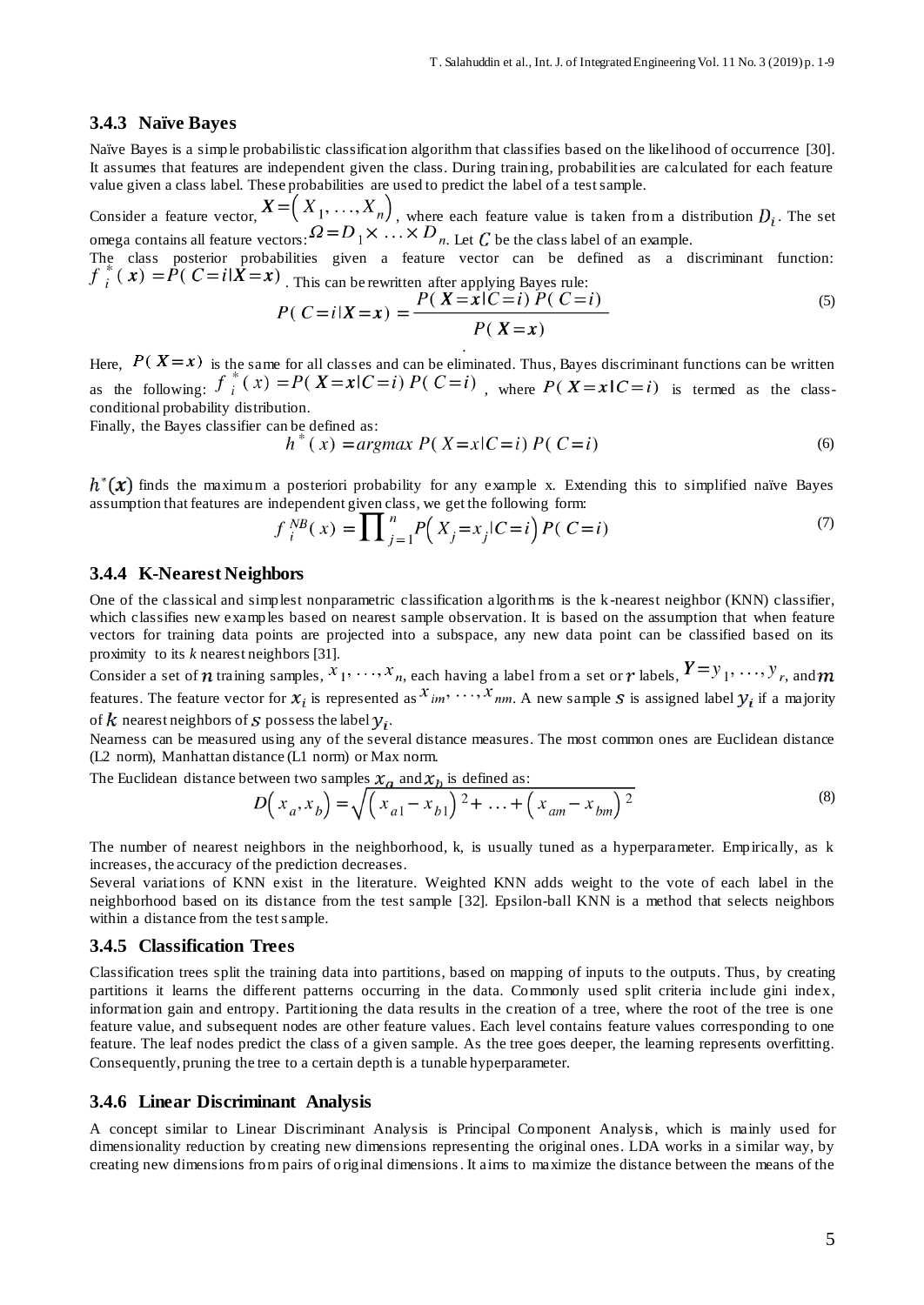### 3.4.3 Naïve Bayes

Naïve Bayes is a simple probabilistic classification algorithm that classifies based on the likelihood of occurrence [30]. It assumes that features are independent given the class. During training, probabilities are calculated for each feature value given a class label. These probabilities are used to predict the label of a test sample.

Consider a feature vector, $\boldsymbol{X} = \left( X_1, \ldots, X_n \right)$, where each feature value is taken from a distribution $D_i$. The set omega contains all feature vectors: $\Omega = D_1 \times \ldots \times D_n$. Let $C$ be the class label of an example.

The class posterior probabilities given a feature vector can be defined as a discriminant function: $f_i^*(\boldsymbol{x}) = P(C=i|\boldsymbol{X}=\boldsymbol{x})$. This can be rewritten after applying Bayes rule:

$$P(C=i|\boldsymbol{X}=\boldsymbol{x}) = \frac{P(\boldsymbol{X}=\boldsymbol{x}|C=i)\, P(C=i)}{P(\boldsymbol{X}=\boldsymbol{x})} \tag{5}$$

Here, $P(\boldsymbol{X}=\boldsymbol{x})$ is the same for all classes and can be eliminated. Thus, Bayes discriminant functions can be written as the following: $f_i^*(x) = P(\boldsymbol{X}=\boldsymbol{x}|C=i)\, P(C=i)$, where $P(\boldsymbol{X}=\boldsymbol{x}|C=i)$ is termed as the class-conditional probability distribution.

Finally, the Bayes classifier can be defined as:

$$h^*(x) = argmax\ P(X=x|C=i)\, P(C=i) \tag{6}$$

$h^*(\boldsymbol{x})$ finds the maximum a posteriori probability for any example x. Extending this to simplified naïve Bayes assumption that features are independent given class, we get the following form:

$$f_i^{NB}(x) = \prod_{j=1}^{n} P\left( X_j = x_j | C=i \right) P(C=i) \tag{7}$$

### 3.4.4 K-Nearest Neighbors

One of the classical and simplest nonparametric classification algorithms is the k-nearest neighbor (KNN) classifier, which classifies new examples based on nearest sample observation. It is based on the assumption that when feature vectors for training data points are projected into a subspace, any new data point can be classified based on its proximity to its *k* nearest neighbors [31].

Consider a set of $n$ training samples, $x_1, \ldots, x_n$, each having a label from a set or $r$ labels, $Y = y_1, \ldots, y_r$, and $m$ features. The feature vector for $x_i$ is represented as $x_{im}, \ldots, x_{nm}$. A new sample $s$ is assigned label $y_i$ if a majority of $k$ nearest neighbors of $s$ possess the label $y_i$.

Nearness can be measured using any of the several distance measures. The most common ones are Euclidean distance (L2 norm), Manhattan distance (L1 norm) or Max norm.

The Euclidean distance between two samples $x_a$ and $x_b$ is defined as:

$$D\left( x_a, x_b \right) = \sqrt{\left( x_{a1} - x_{b1} \right)^2 + \ldots + \left( x_{am} - x_{bm} \right)^2} \tag{8}$$

The number of nearest neighbors in the neighborhood, k, is usually tuned as a hyperparameter. Empirically, as k increases, the accuracy of the prediction decreases.

Several variations of KNN exist in the literature. Weighted KNN adds weight to the vote of each label in the neighborhood based on its distance from the test sample [32]. Epsilon-ball KNN is a method that selects neighbors within a distance from the test sample.

### 3.4.5 Classification Trees

Classification trees split the training data into partitions, based on mapping of inputs to the outputs. Thus, by creating partitions it learns the different patterns occurring in the data. Commonly used split criteria include gini index, information gain and entropy. Partitioning the data results in the creation of a tree, where the root of the tree is one feature value, and subsequent nodes are other feature values. Each level contains feature values corresponding to one feature. The leaf nodes predict the class of a given sample. As the tree goes deeper, the learning represents overfitting. Consequently, pruning the tree to a certain depth is a tunable hyperparameter.

### 3.4.6 Linear Discriminant Analysis

A concept similar to Linear Discriminant Analysis is Principal Component Analysis, which is mainly used for dimensionality reduction by creating new dimensions representing the original ones. LDA works in a similar way, by creating new dimensions from pairs of original dimensions. It aims to maximize the distance between the means of the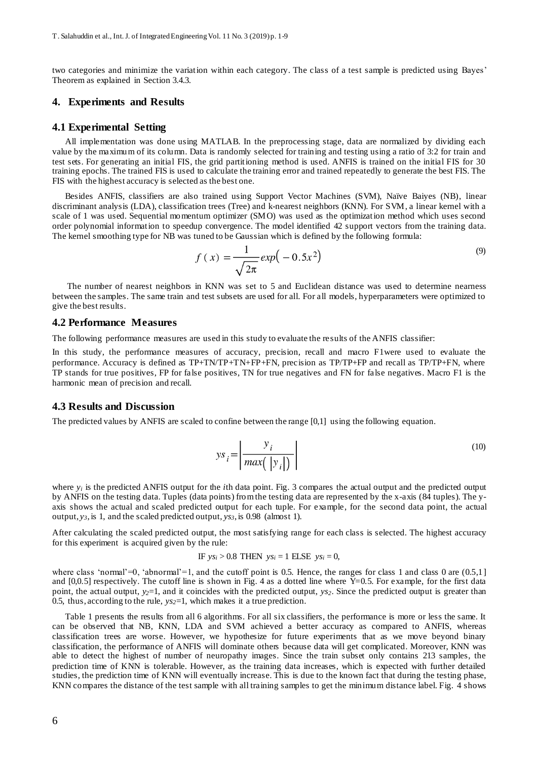two categories and minimize the variation within each category. The class of a test sample is predicted using Bayes' Theorem as explained in Section 3.4.3.

## 4. Experiments and Results

### 4.1 Experimental Setting

All implementation was done using MATLAB. In the preprocessing stage, data are normalized by dividing each value by the maximum of its column. Data is randomly selected for training and testing using a ratio of 3:2 for train and test sets. For generating an initial FIS, the grid partitioning method is used. ANFIS is trained on the initial FIS for 30 training epochs. The trained FIS is used to calculate the training error and trained repeatedly to generate the best FIS. The FIS with the highest accuracy is selected as the best one.

Besides ANFIS, classifiers are also trained using Support Vector Machines (SVM), Naïve Baiyes (NB), linear discriminant analysis (LDA), classification trees (Tree) and k-nearest neighbors (KNN). For SVM, a linear kernel with a scale of 1 was used. Sequential momentum optimizer (SMO) was used as the optimization method which uses second order polynomial information to speedup convergence. The model identified 42 support vectors from the training data. The kernel smoothing type for NB was tuned to be Gaussian which is defined by the following formula:

$$f(x) = \frac{1}{\sqrt{2\pi}} exp\left(-0.5x^2\right) \tag{9}$$

The number of nearest neighbors in KNN was set to 5 and Euclidean distance was used to determine nearness between the samples. The same train and test subsets are used for all. For all models, hyperparameters were optimized to give the best results.

### 4.2 Performance Measures

The following performance measures are used in this study to evaluate the results of the ANFIS classifier:

In this study, the performance measures of accuracy, precision, recall and macro F1were used to evaluate the performance. Accuracy is defined as TP+TN/TP+TN+FP+FN, precision as TP/TP+FP and recall as TP/TP+FN, where TP stands for true positives, FP for false positives, TN for true negatives and FN for false negatives. Macro F1 is the harmonic mean of precision and recall.

### 4.3 Results and Discussion

The predicted values by ANFIS are scaled to confine between the range [0,1] using the following equation.

$$ys_i = \left| \frac{y_i}{max\left(\left|y_i\right|\right)} \right| \tag{10}$$

where $y_i$ is the predicted ANFIS output for the $i$th data point. Fig. 3 compares the actual output and the predicted output by ANFIS on the testing data. Tuples (data points) from the testing data are represented by the x-axis (84 tuples). The y-axis shows the actual and scaled predicted output for each tuple. For example, for the second data point, the actual output, $y_3$, is 1, and the scaled predicted output, $ys_3$, is 0.98 (almost 1).

After calculating the scaled predicted output, the most satisfying range for each class is selected. The highest accuracy for this experiment is acquired given by the rule:

IF $ys_i > 0.8$ THEN $ys_i = 1$ ELSE $ys_i = 0$,

where class 'normal'=0, 'abnormal'=1, and the cutoff point is 0.5. Hence, the ranges for class 1 and class 0 are (0.5,1] and [0,0.5] respectively. The cutoff line is shown in Fig. 4 as a dotted line where Y=0.5. For example, for the first data point, the actual output, $y_2$=1, and it coincides with the predicted output, $ys_2$. Since the predicted output is greater than 0.5, thus, according to the rule, $ys_2$=1, which makes it a true prediction.

Table 1 presents the results from all 6 algorithms. For all six classifiers, the performance is more or less the same. It can be observed that NB, KNN, LDA and SVM achieved a better accuracy as compared to ANFIS, whereas classification trees are worse. However, we hypothesize for future experiments that as we move beyond binary classification, the performance of ANFIS will dominate others because data will get complicated. Moreover, KNN was able to detect the highest of number of neuropathy images. Since the train subset only contains 213 samples, the prediction time of KNN is tolerable. However, as the training data increases, which is expected with further detailed studies, the prediction time of KNN will eventually increase. This is due to the known fact that during the testing phase, KNN compares the distance of the test sample with all training samples to get the minimum distance label. Fig. 4 shows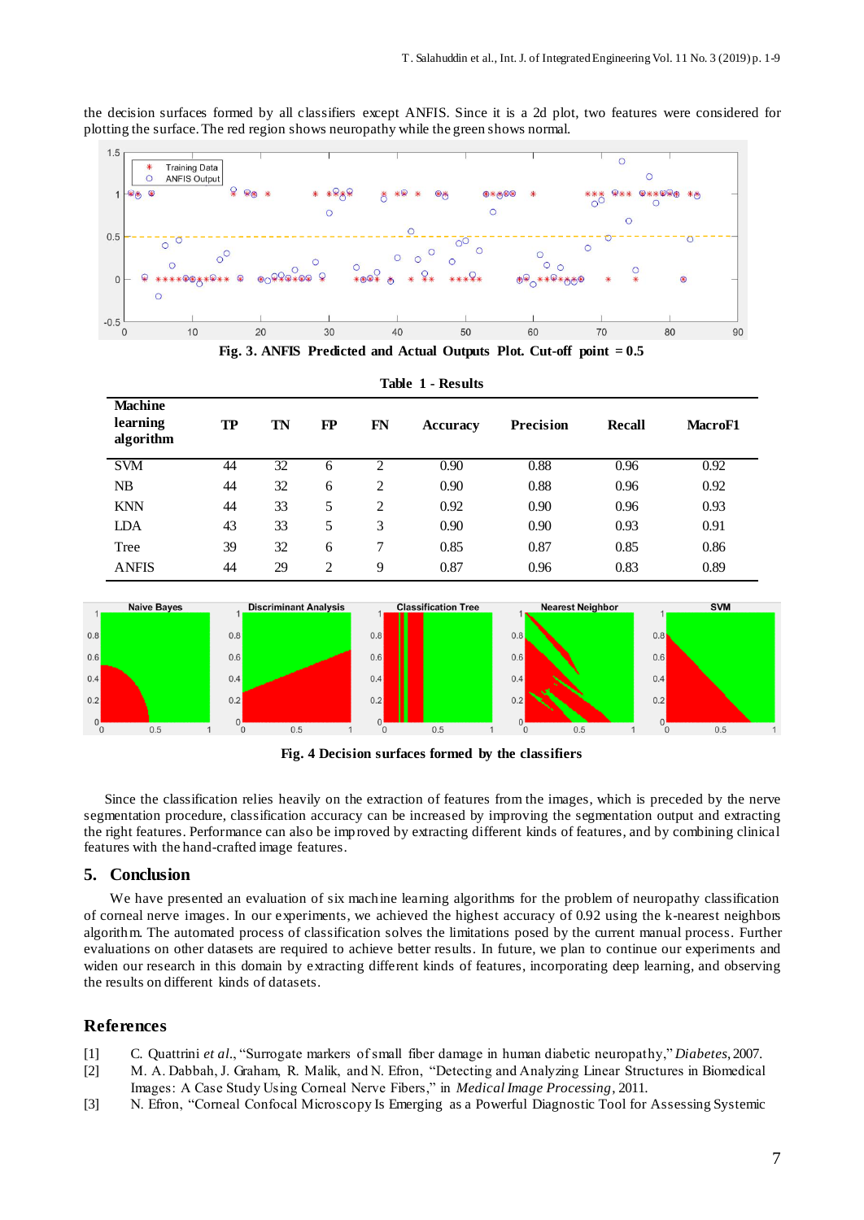the decision surfaces formed by all classifiers except ANFIS. Since it is a 2d plot, two features were considered for plotting the surface. The red region shows neuropathy while the green shows normal.

**Fig. 3. ANFIS Predicted and Actual Outputs Plot. Cut-off point = 0.5**

**Table 1 - Results**

| Machine learning algorithm | TP | TN | FP | FN | Accuracy | Precision | Recall | MacroF1 |
|---|---|---|---|---|---|---|---|---|
| SVM | 44 | 32 | 6 | 2 | 0.90 | 0.88 | 0.96 | 0.92 |
| NB | 44 | 32 | 6 | 2 | 0.90 | 0.88 | 0.96 | 0.92 |
| KNN | 44 | 33 | 5 | 2 | 0.92 | 0.90 | 0.96 | 0.93 |
| LDA | 43 | 33 | 5 | 3 | 0.90 | 0.90 | 0.93 | 0.91 |
| Tree | 39 | 32 | 6 | 7 | 0.85 | 0.87 | 0.85 | 0.86 |
| ANFIS | 44 | 29 | 2 | 9 | 0.87 | 0.96 | 0.83 | 0.89 |

**Fig. 4 Decision surfaces formed by the classifiers**

Since the classification relies heavily on the extraction of features from the images, which is preceded by the nerve segmentation procedure, classification accuracy can be increased by improving the segmentation output and extracting the right features. Performance can also be improved by extracting different kinds of features, and by combining clinical features with the hand-crafted image features.

## 5. Conclusion

We have presented an evaluation of six machine learning algorithms for the problem of neuropathy classification of corneal nerve images. In our experiments, we achieved the highest accuracy of 0.92 using the k-nearest neighbors algorithm. The automated process of classification solves the limitations posed by the current manual process. Further evaluations on other datasets are required to achieve better results. In future, we plan to continue our experiments and widen our research in this domain by extracting different kinds of features, incorporating deep learning, and observing the results on different kinds of datasets.

## References

[1] C. Quattrini *et al.*, "Surrogate markers of small fiber damage in human diabetic neuropathy," *Diabetes*, 2007.

[2] M. A. Dabbah, J. Graham, R. Malik, and N. Efron, "Detecting and Analyzing Linear Structures in Biomedical Images: A Case Study Using Corneal Nerve Fibers," in *Medical Image Processing*, 2011.

[3] N. Efron, "Corneal Confocal Microscopy Is Emerging as a Powerful Diagnostic Tool for Assessing Systemic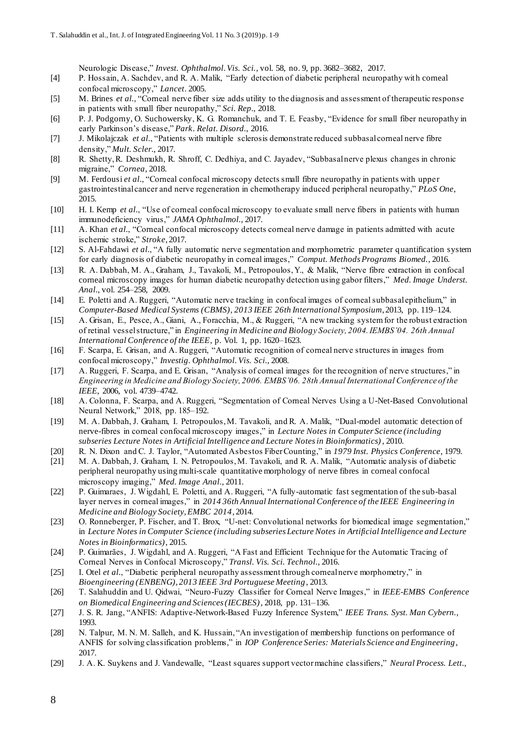Neurologic Disease," *Invest. Ophthalmol. Vis. Sci.*, vol. 58, no. 9, pp. 3682–3682, 2017.

[4] P. Hossain, A. Sachdev, and R. A. Malik, "Early detection of diabetic peripheral neuropathy with corneal confocal microscopy," *Lancet*. 2005.

[5] M. Brines *et al.*, "Corneal nerve fiber size adds utility to the diagnosis and assessment of therapeutic response in patients with small fiber neuropathy," *Sci. Rep.*, 2018.

[6] P. J. Podgorny, O. Suchowersky, K. G. Romanchuk, and T. E. Feasby, "Evidence for small fiber neuropathy in early Parkinson's disease," *Park. Relat. Disord.*, 2016.

[7] J. Mikolajczak *et al.*, "Patients with multiple sclerosis demonstrate reduced subbasal corneal nerve fibre density," *Mult. Scler.*, 2017.

[8] R. Shetty, R. Deshmukh, R. Shroff, C. Dedhiya, and C. Jayadev, "Subbasal nerve plexus changes in chronic migraine," *Cornea*, 2018.

[9] M. Ferdousi *et al.*, "Corneal confocal microscopy detects small fibre neuropathy in patients with upper gastrointestinal cancer and nerve regeneration in chemotherapy induced peripheral neuropathy," *PLoS One*, 2015.

[10] H. I. Kemp *et al.*, "Use of corneal confocal microscopy to evaluate small nerve fibers in patients with human immunodeficiency virus," *JAMA Ophthalmol.*, 2017.

[11] A. Khan *et al.*, "Corneal confocal microscopy detects corneal nerve damage in patients admitted with acute ischemic stroke," *Stroke*, 2017.

[12] S. Al-Fahdawi *et al.*, "A fully automatic nerve segmentation and morphometric parameter quantification system for early diagnosis of diabetic neuropathy in corneal images," *Comput. Methods Programs Biomed.*, 2016.

[13] R. A. Dabbah, M. A., Graham, J., Tavakoli, M., Petropoulos, Y., & Malik, "Nerve fibre extraction in confocal corneal microscopy images for human diabetic neuropathy detection using gabor filters," *Med. Image Underst. Anal.*, vol. 254–258, 2009.

[14] E. Poletti and A. Ruggeri, "Automatic nerve tracking in confocal images of corneal subbasal epithelium," in *Computer-Based Medical Systems (CBMS), 2013 IEEE 26th International Symposium*, 2013, pp. 119–124.

[15] A. Grisan, E., Pesce, A., Giani, A., Foracchia, M., & Ruggeri, "A new tracking system for the robust extraction of retinal vessel structure," in *Engineering in Medicine and Biology Society, 2004. IEMBS'04. 26th Annual International Conference of the IEEE*, p. Vol. 1, pp. 1620–1623.

[16] F. Scarpa, E. Grisan, and A. Ruggeri, "Automatic recognition of corneal nerve structures in images from confocal microscopy," *Investig. Ophthalmol. Vis. Sci.*, 2008.

[17] A. Ruggeri, F. Scarpa, and E. Grisan, "Analysis of corneal images for the recognition of nerve structures," in *Engineering in Medicine and Biology Society, 2006. EMBS'06. 28th Annual International Conference of the IEEE*, 2006, vol. 4739–4742.

[18] A. Colonna, F. Scarpa, and A. Ruggeri, "Segmentation of Corneal Nerves Using a U-Net-Based Convolutional Neural Network," 2018, pp. 185–192.

[19] M. A. Dabbah, J. Graham, I. Petropoulos, M. Tavakoli, and R. A. Malik, "Dual-model automatic detection of nerve-fibres in corneal confocal microscopy images," in *Lecture Notes in Computer Science (including subseries Lecture Notes in Artificial Intelligence and Lecture Notes in Bioinformatics)*, 2010.

[20] R. N. Dixon and C. J. Taylor, "Automated Asbestos Fiber Counting," in *1979 Inst. Physics Conference*, 1979.

[21] M. A. Dabbah, J. Graham, I. N. Petropoulos, M. Tavakoli, and R. A. Malik, "Automatic analysis of diabetic peripheral neuropathy using multi-scale quantitative morphology of nerve fibres in corneal confocal microscopy imaging," *Med. Image Anal.*, 2011.

[22] P. Guimaraes, J. Wigdahl, E. Poletti, and A. Ruggeri, "A fully-automatic fast segmentation of the sub-basal layer nerves in corneal images," in *2014 36th Annual International Conference of the IEEE Engineering in Medicine and Biology Society, EMBC 2014*, 2014.

[23] O. Ronneberger, P. Fischer, and T. Brox, "U-net: Convolutional networks for biomedical image segmentation," in *Lecture Notes in Computer Science (including subseries Lecture Notes in Artificial Intelligence and Lecture Notes in Bioinformatics)*, 2015.

[24] P. Guimarães, J. Wigdahl, and A. Ruggeri, "A Fast and Efficient Technique for the Automatic Tracing of Corneal Nerves in Confocal Microscopy," *Transl. Vis. Sci. Technol.*, 2016.

[25] I. Otel *et al.*, "Diabetic peripheral neuropathy assessment through corneal nerve morphometry," in *Bioengineering (ENBENG), 2013 IEEE 3rd Portuguese Meeting*, 2013.

[26] T. Salahuddin and U. Qidwai, "Neuro-Fuzzy Classifier for Corneal Nerve Images," in *IEEE-EMBS Conference on Biomedical Engineering and Sciences (IECBES)*, 2018, pp. 131–136.

[27] J. S. R. Jang, "ANFIS: Adaptive-Network-Based Fuzzy Inference System," *IEEE Trans. Syst. Man Cybern.*, 1993.

[28] N. Talpur, M. N. M. Salleh, and K. Hussain, "An investigation of membership functions on performance of ANFIS for solving classification problems," in *IOP Conference Series: Materials Science and Engineering*, 2017.

[29] J. A. K. Suykens and J. Vandewalle, "Least squares support vector machine classifiers," *Neural Process. Lett.*,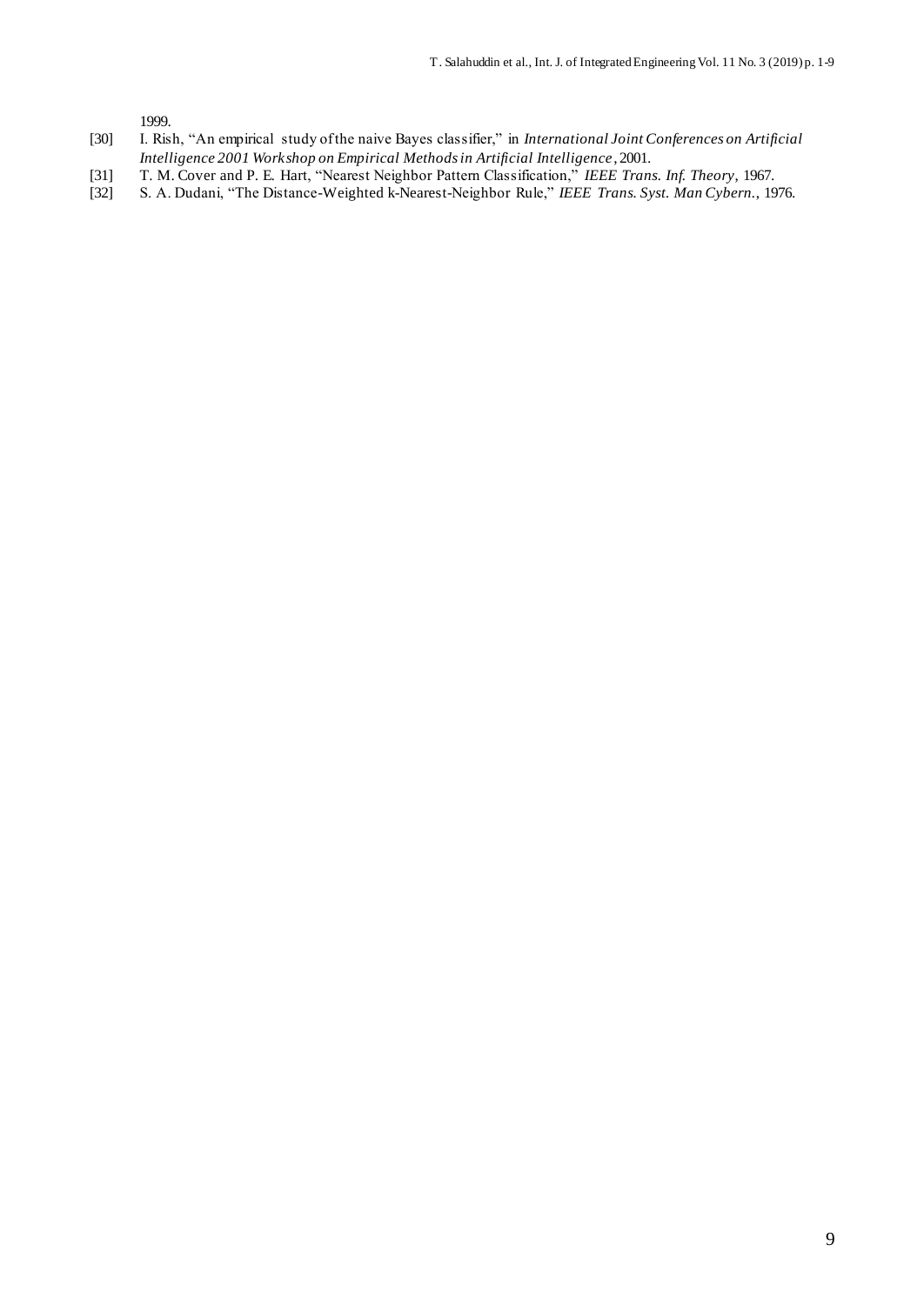1999.

[30] I. Rish, "An empirical study of the naive Bayes classifier," in *International Joint Conferences on Artificial Intelligence 2001 Workshop on Empirical Methods in Artificial Intelligence*, 2001.

[31] T. M. Cover and P. E. Hart, "Nearest Neighbor Pattern Classification," *IEEE Trans. Inf. Theory*, 1967.

[32] S. A. Dudani, "The Distance-Weighted k-Nearest-Neighbor Rule," *IEEE Trans. Syst. Man Cybern.*, 1976.